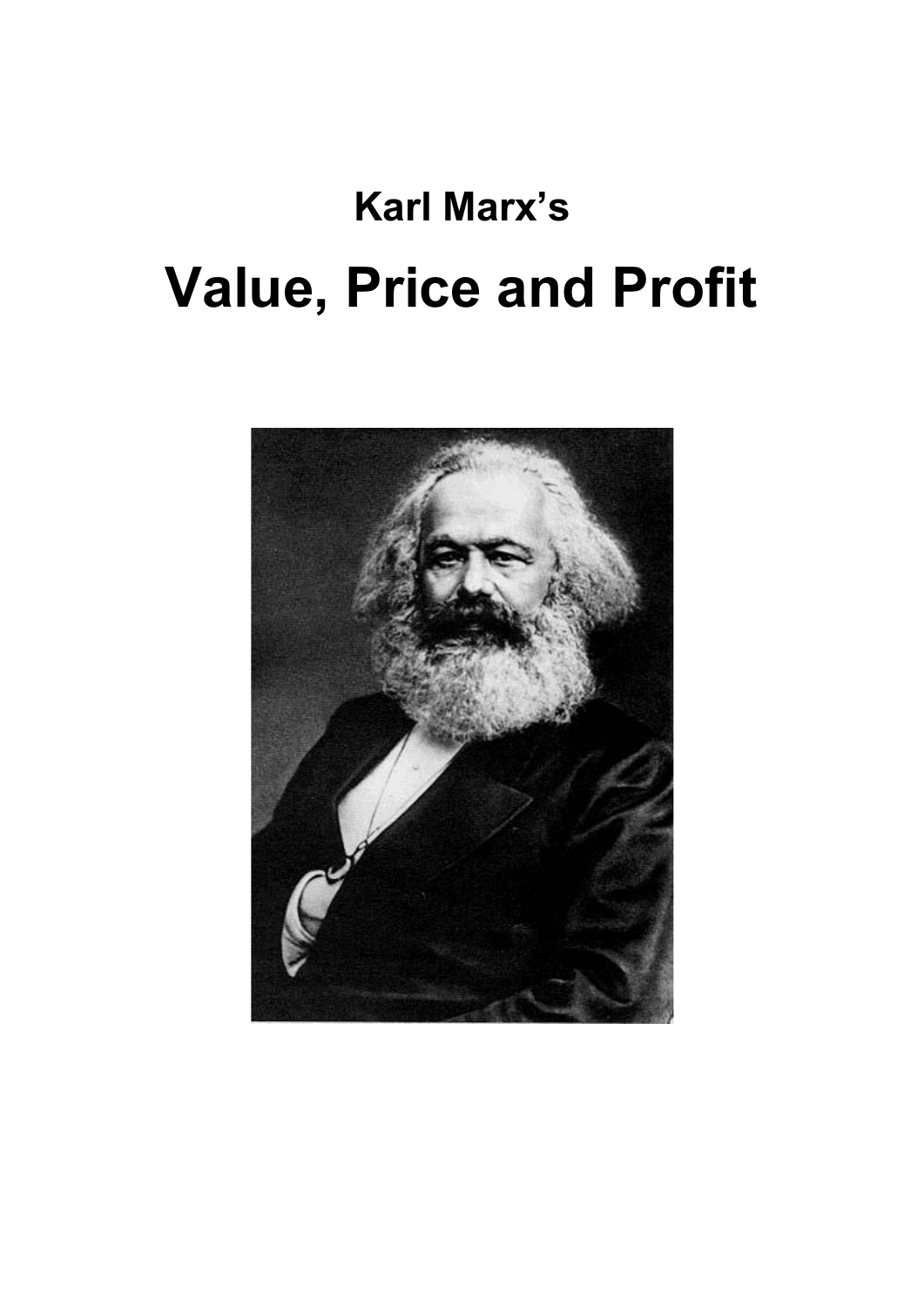**Karl Marx's**

# Value, Price and Profit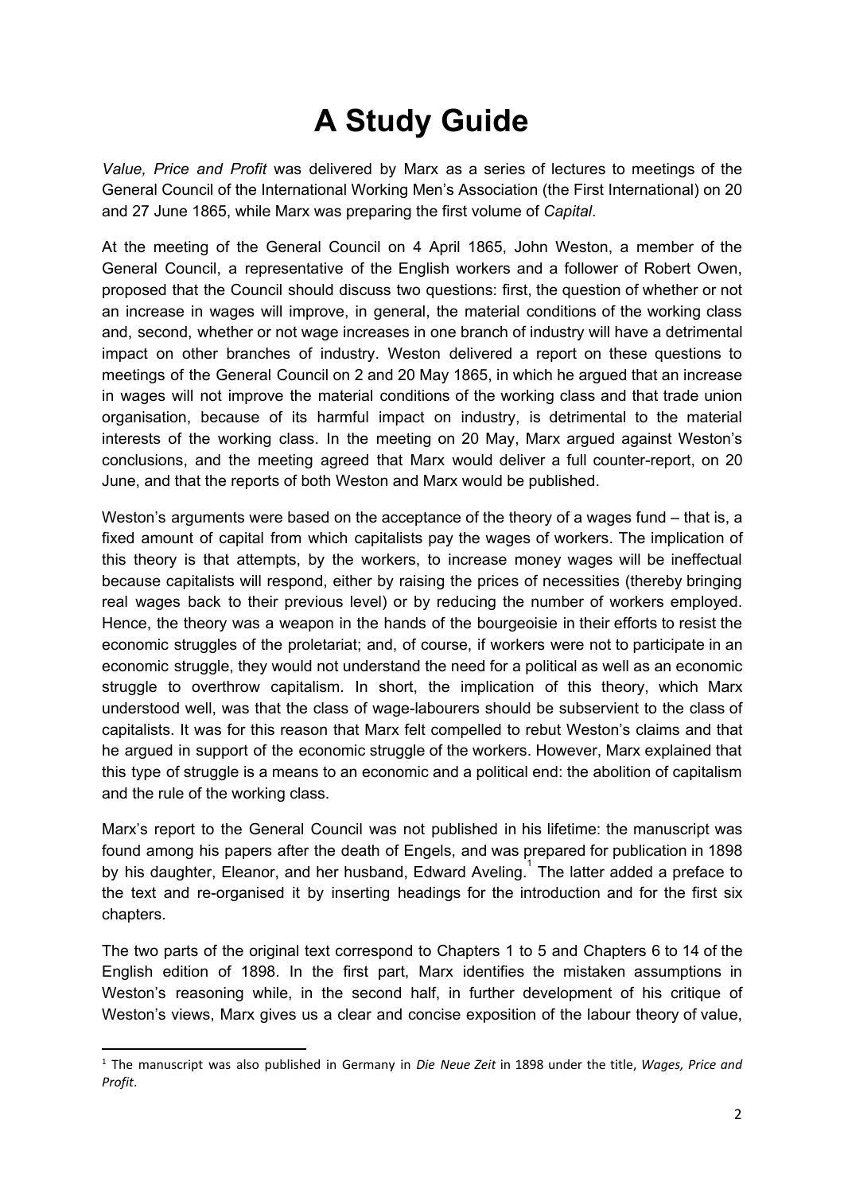# A Study Guide

*Value, Price and Profit* was delivered by Marx as a series of lectures to meetings of the General Council of the International Working Men's Association (the First International) on 20 and 27 June 1865, while Marx was preparing the first volume of *Capital*.

At the meeting of the General Council on 4 April 1865, John Weston, a member of the General Council, a representative of the English workers and a follower of Robert Owen, proposed that the Council should discuss two questions: first, the question of whether or not an increase in wages will improve, in general, the material conditions of the working class and, second, whether or not wage increases in one branch of industry will have a detrimental impact on other branches of industry. Weston delivered a report on these questions to meetings of the General Council on 2 and 20 May 1865, in which he argued that an increase in wages will not improve the material conditions of the working class and that trade union organisation, because of its harmful impact on industry, is detrimental to the material interests of the working class. In the meeting on 20 May, Marx argued against Weston's conclusions, and the meeting agreed that Marx would deliver a full counter-report, on 20 June, and that the reports of both Weston and Marx would be published.

Weston's arguments were based on the acceptance of the theory of a wages fund – that is, a fixed amount of capital from which capitalists pay the wages of workers. The implication of this theory is that attempts, by the workers, to increase money wages will be ineffectual because capitalists will respond, either by raising the prices of necessities (thereby bringing real wages back to their previous level) or by reducing the number of workers employed. Hence, the theory was a weapon in the hands of the bourgeoisie in their efforts to resist the economic struggles of the proletariat; and, of course, if workers were not to participate in an economic struggle, they would not understand the need for a political as well as an economic struggle to overthrow capitalism. In short, the implication of this theory, which Marx understood well, was that the class of wage-labourers should be subservient to the class of capitalists. It was for this reason that Marx felt compelled to rebut Weston's claims and that he argued in support of the economic struggle of the workers. However, Marx explained that this type of struggle is a means to an economic and a political end: the abolition of capitalism and the rule of the working class.

Marx's report to the General Council was not published in his lifetime: the manuscript was found among his papers after the death of Engels, and was prepared for publication in 1898 by his daughter, Eleanor, and her husband, Edward Aveling.[1] The latter added a preface to the text and re-organised it by inserting headings for the introduction and for the first six chapters.

The two parts of the original text correspond to Chapters 1 to 5 and Chapters 6 to 14 of the English edition of 1898. In the first part, Marx identifies the mistaken assumptions in Weston's reasoning while, in the second half, in further development of his critique of Weston's views, Marx gives us a clear and concise exposition of the labour theory of value,

[1] The manuscript was also published in Germany in *Die Neue Zeit* in 1898 under the title, *Wages, Price and Profit*.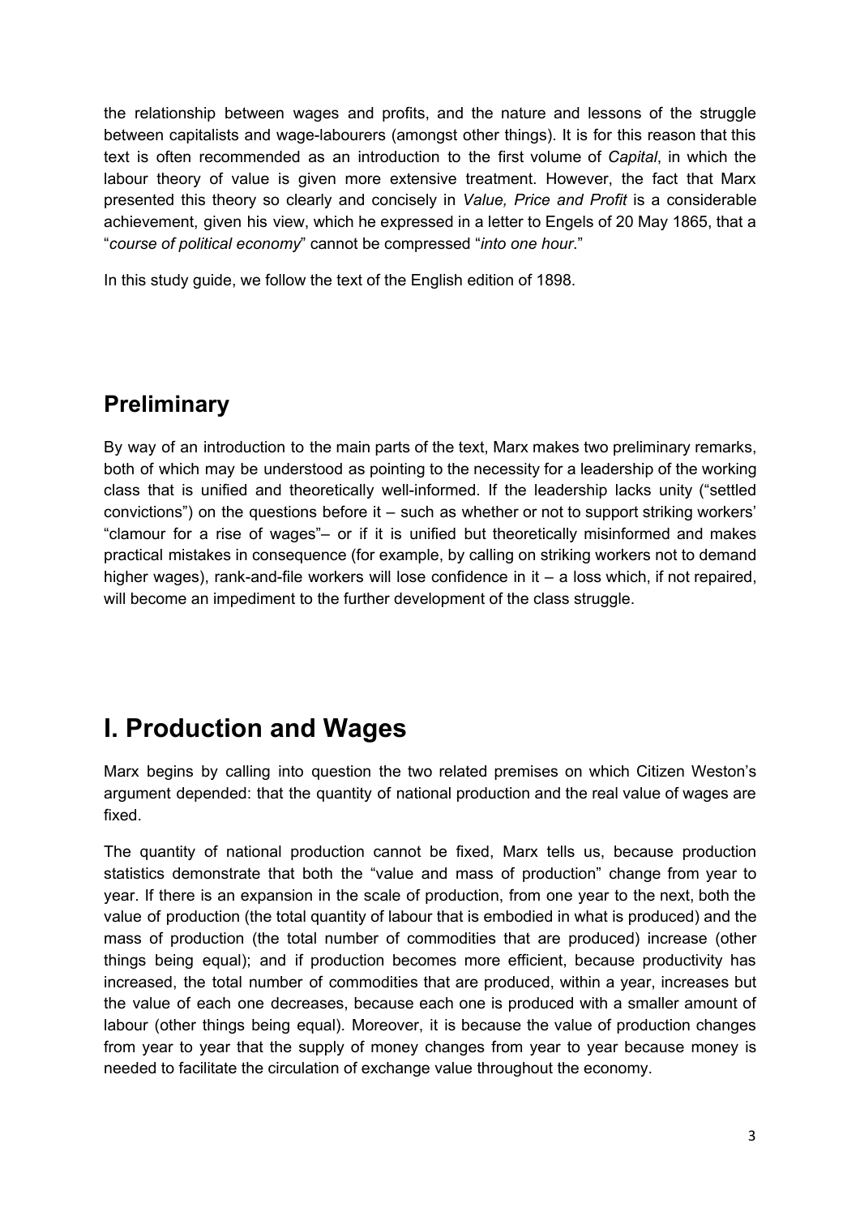the relationship between wages and profits, and the nature and lessons of the struggle between capitalists and wage-labourers (amongst other things). It is for this reason that this text is often recommended as an introduction to the first volume of *Capital*, in which the labour theory of value is given more extensive treatment. However, the fact that Marx presented this theory so clearly and concisely in *Value, Price and Profit* is a considerable achievement, given his view, which he expressed in a letter to Engels of 20 May 1865, that a "*course of political economy*" cannot be compressed "*into one hour*."

In this study guide, we follow the text of the English edition of 1898.

## Preliminary

By way of an introduction to the main parts of the text, Marx makes two preliminary remarks, both of which may be understood as pointing to the necessity for a leadership of the working class that is unified and theoretically well-informed. If the leadership lacks unity ("settled convictions") on the questions before it – such as whether or not to support striking workers' "clamour for a rise of wages"– or if it is unified but theoretically misinformed and makes practical mistakes in consequence (for example, by calling on striking workers not to demand higher wages), rank-and-file workers will lose confidence in it – a loss which, if not repaired, will become an impediment to the further development of the class struggle.

# I. Production and Wages

Marx begins by calling into question the two related premises on which Citizen Weston's argument depended: that the quantity of national production and the real value of wages are fixed.

The quantity of national production cannot be fixed, Marx tells us, because production statistics demonstrate that both the "value and mass of production" change from year to year. If there is an expansion in the scale of production, from one year to the next, both the value of production (the total quantity of labour that is embodied in what is produced) and the mass of production (the total number of commodities that are produced) increase (other things being equal); and if production becomes more efficient, because productivity has increased, the total number of commodities that are produced, within a year, increases but the value of each one decreases, because each one is produced with a smaller amount of labour (other things being equal). Moreover, it is because the value of production changes from year to year that the supply of money changes from year to year because money is needed to facilitate the circulation of exchange value throughout the economy.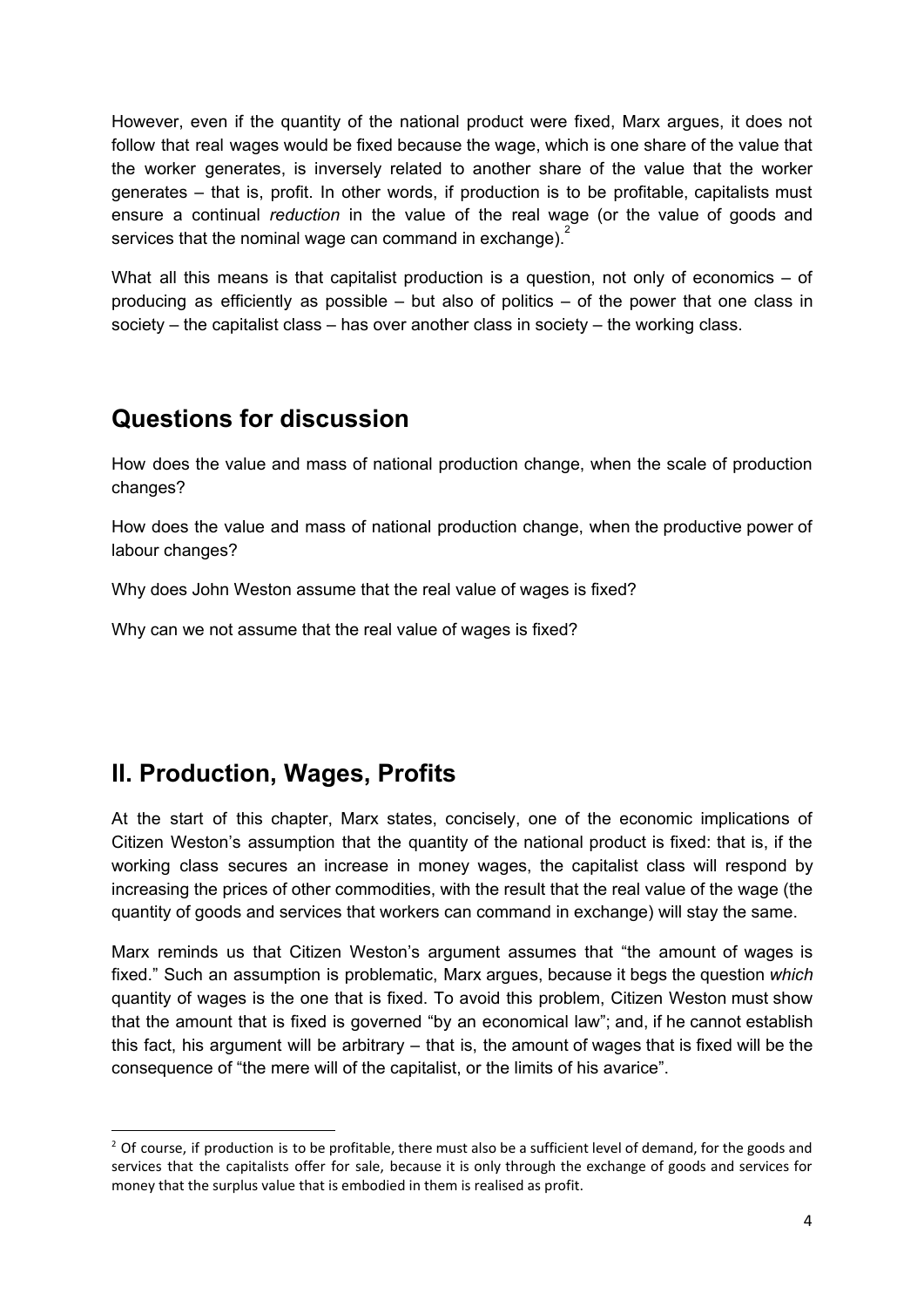However, even if the quantity of the national product were fixed, Marx argues, it does not follow that real wages would be fixed because the wage, which is one share of the value that the worker generates, is inversely related to another share of the value that the worker generates – that is, profit. In other words, if production is to be profitable, capitalists must ensure a continual *reduction* in the value of the real wage (or the value of goods and services that the nominal wage can command in exchange).[2]

What all this means is that capitalist production is a question, not only of economics – of producing as efficiently as possible – but also of politics – of the power that one class in society – the capitalist class – has over another class in society – the working class.

## Questions for discussion

How does the value and mass of national production change, when the scale of production changes?

How does the value and mass of national production change, when the productive power of labour changes?

Why does John Weston assume that the real value of wages is fixed?

Why can we not assume that the real value of wages is fixed?

## II. Production, Wages, Profits

At the start of this chapter, Marx states, concisely, one of the economic implications of Citizen Weston's assumption that the quantity of the national product is fixed: that is, if the working class secures an increase in money wages, the capitalist class will respond by increasing the prices of other commodities, with the result that the real value of the wage (the quantity of goods and services that workers can command in exchange) will stay the same.

Marx reminds us that Citizen Weston's argument assumes that "the amount of wages is fixed." Such an assumption is problematic, Marx argues, because it begs the question *which* quantity of wages is the one that is fixed. To avoid this problem, Citizen Weston must show that the amount that is fixed is governed "by an economical law"; and, if he cannot establish this fact, his argument will be arbitrary – that is, the amount of wages that is fixed will be the consequence of "the mere will of the capitalist, or the limits of his avarice".

[2] Of course, if production is to be profitable, there must also be a sufficient level of demand, for the goods and services that the capitalists offer for sale, because it is only through the exchange of goods and services for money that the surplus value that is embodied in them is realised as profit.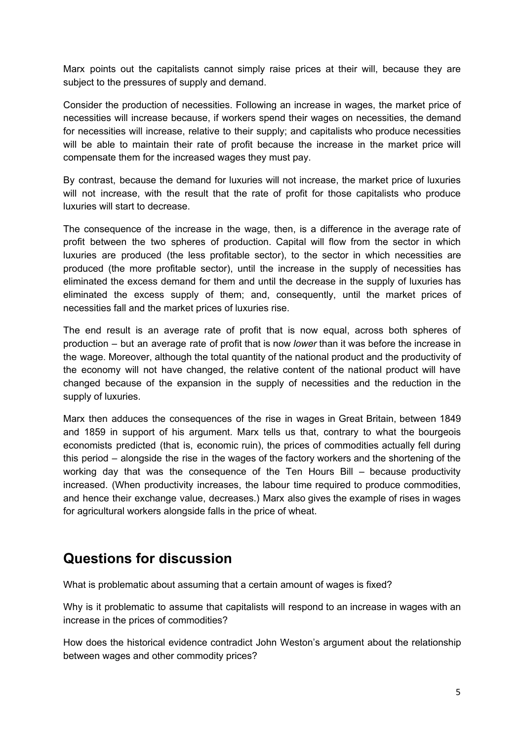Marx points out the capitalists cannot simply raise prices at their will, because they are subject to the pressures of supply and demand.

Consider the production of necessities. Following an increase in wages, the market price of necessities will increase because, if workers spend their wages on necessities, the demand for necessities will increase, relative to their supply; and capitalists who produce necessities will be able to maintain their rate of profit because the increase in the market price will compensate them for the increased wages they must pay.

By contrast, because the demand for luxuries will not increase, the market price of luxuries will not increase, with the result that the rate of profit for those capitalists who produce luxuries will start to decrease.

The consequence of the increase in the wage, then, is a difference in the average rate of profit between the two spheres of production. Capital will flow from the sector in which luxuries are produced (the less profitable sector), to the sector in which necessities are produced (the more profitable sector), until the increase in the supply of necessities has eliminated the excess demand for them and until the decrease in the supply of luxuries has eliminated the excess supply of them; and, consequently, until the market prices of necessities fall and the market prices of luxuries rise.

The end result is an average rate of profit that is now equal, across both spheres of production – but an average rate of profit that is now *lower* than it was before the increase in the wage. Moreover, although the total quantity of the national product and the productivity of the economy will not have changed, the relative content of the national product will have changed because of the expansion in the supply of necessities and the reduction in the supply of luxuries.

Marx then adduces the consequences of the rise in wages in Great Britain, between 1849 and 1859 in support of his argument. Marx tells us that, contrary to what the bourgeois economists predicted (that is, economic ruin), the prices of commodities actually fell during this period – alongside the rise in the wages of the factory workers and the shortening of the working day that was the consequence of the Ten Hours Bill – because productivity increased. (When productivity increases, the labour time required to produce commodities, and hence their exchange value, decreases.) Marx also gives the example of rises in wages for agricultural workers alongside falls in the price of wheat.

## Questions for discussion

What is problematic about assuming that a certain amount of wages is fixed?

Why is it problematic to assume that capitalists will respond to an increase in wages with an increase in the prices of commodities?

How does the historical evidence contradict John Weston's argument about the relationship between wages and other commodity prices?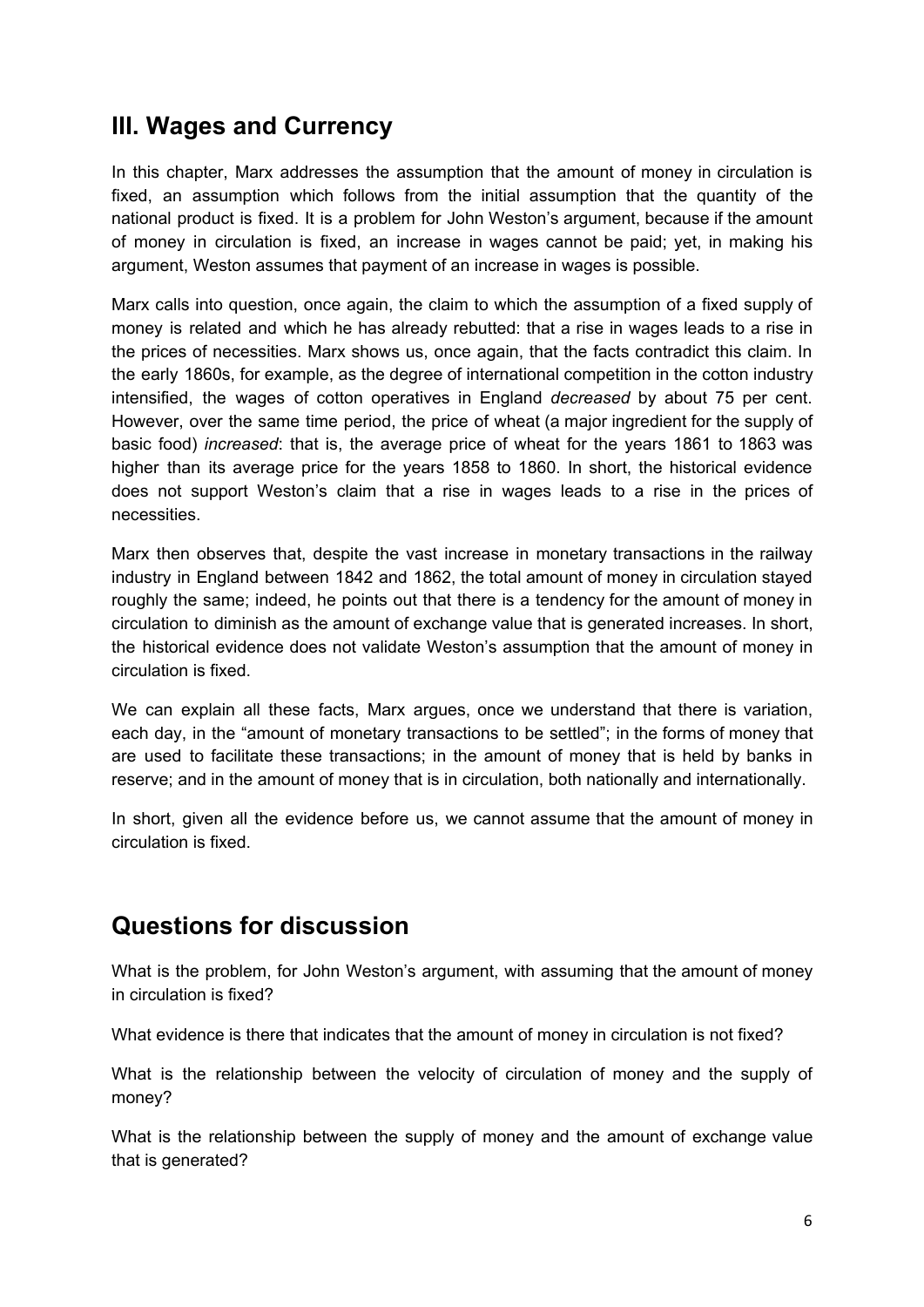## III. Wages and Currency

In this chapter, Marx addresses the assumption that the amount of money in circulation is fixed, an assumption which follows from the initial assumption that the quantity of the national product is fixed. It is a problem for John Weston's argument, because if the amount of money in circulation is fixed, an increase in wages cannot be paid; yet, in making his argument, Weston assumes that payment of an increase in wages is possible.

Marx calls into question, once again, the claim to which the assumption of a fixed supply of money is related and which he has already rebutted: that a rise in wages leads to a rise in the prices of necessities. Marx shows us, once again, that the facts contradict this claim. In the early 1860s, for example, as the degree of international competition in the cotton industry intensified, the wages of cotton operatives in England *decreased* by about 75 per cent. However, over the same time period, the price of wheat (a major ingredient for the supply of basic food) *increased*: that is, the average price of wheat for the years 1861 to 1863 was higher than its average price for the years 1858 to 1860. In short, the historical evidence does not support Weston's claim that a rise in wages leads to a rise in the prices of necessities.

Marx then observes that, despite the vast increase in monetary transactions in the railway industry in England between 1842 and 1862, the total amount of money in circulation stayed roughly the same; indeed, he points out that there is a tendency for the amount of money in circulation to diminish as the amount of exchange value that is generated increases. In short, the historical evidence does not validate Weston's assumption that the amount of money in circulation is fixed.

We can explain all these facts, Marx argues, once we understand that there is variation, each day, in the "amount of monetary transactions to be settled"; in the forms of money that are used to facilitate these transactions; in the amount of money that is held by banks in reserve; and in the amount of money that is in circulation, both nationally and internationally.

In short, given all the evidence before us, we cannot assume that the amount of money in circulation is fixed.

## Questions for discussion

What is the problem, for John Weston's argument, with assuming that the amount of money in circulation is fixed?

What evidence is there that indicates that the amount of money in circulation is not fixed?

What is the relationship between the velocity of circulation of money and the supply of money?

What is the relationship between the supply of money and the amount of exchange value that is generated?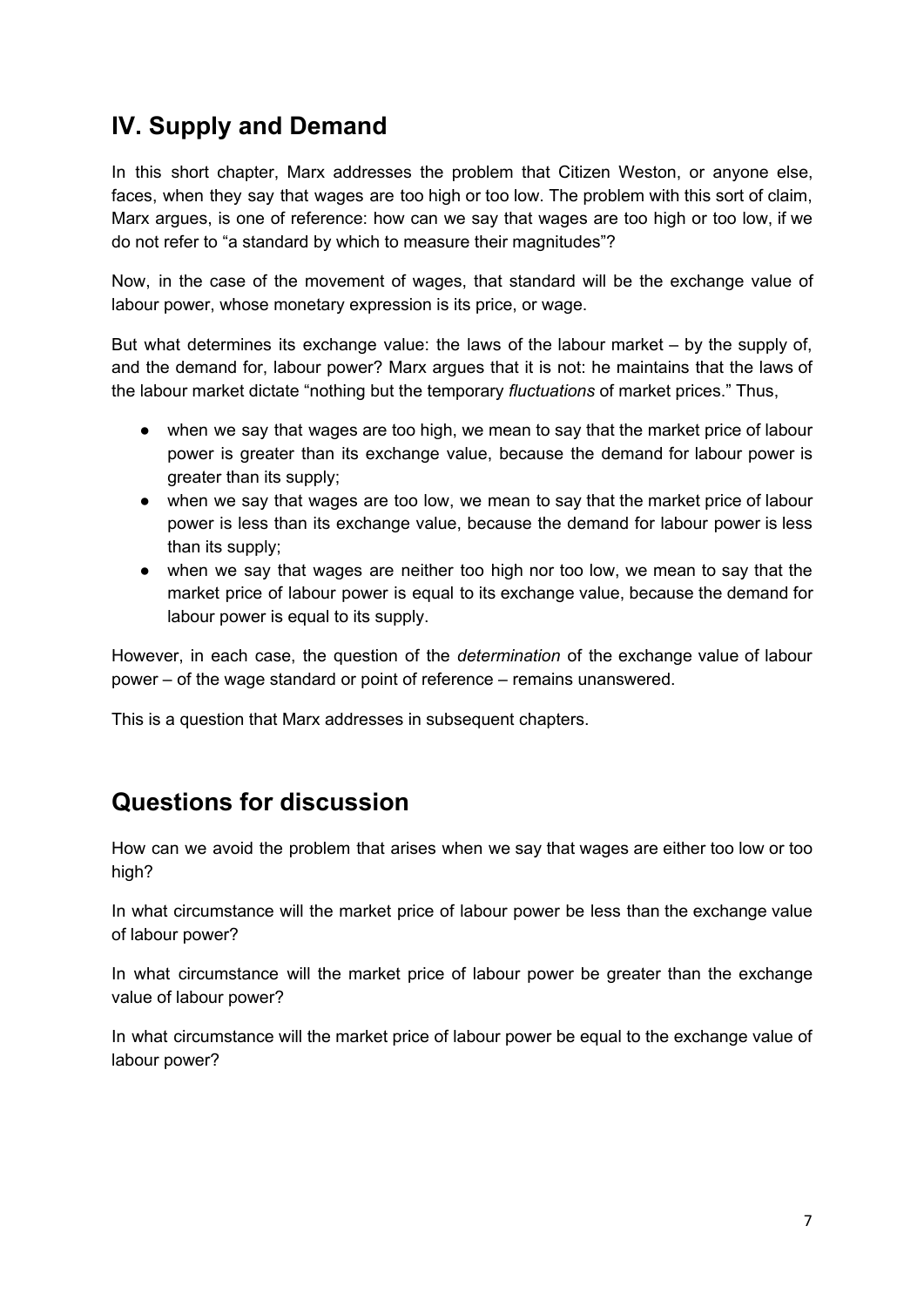## IV. Supply and Demand

In this short chapter, Marx addresses the problem that Citizen Weston, or anyone else, faces, when they say that wages are too high or too low. The problem with this sort of claim, Marx argues, is one of reference: how can we say that wages are too high or too low, if we do not refer to "a standard by which to measure their magnitudes"?

Now, in the case of the movement of wages, that standard will be the exchange value of labour power, whose monetary expression is its price, or wage.

But what determines its exchange value: the laws of the labour market – by the supply of, and the demand for, labour power? Marx argues that it is not: he maintains that the laws of the labour market dictate "nothing but the temporary *fluctuations* of market prices." Thus,

- when we say that wages are too high, we mean to say that the market price of labour power is greater than its exchange value, because the demand for labour power is greater than its supply;
- when we say that wages are too low, we mean to say that the market price of labour power is less than its exchange value, because the demand for labour power is less than its supply;
- when we say that wages are neither too high nor too low, we mean to say that the market price of labour power is equal to its exchange value, because the demand for labour power is equal to its supply.

However, in each case, the question of the *determination* of the exchange value of labour power – of the wage standard or point of reference – remains unanswered.

This is a question that Marx addresses in subsequent chapters.

## Questions for discussion

How can we avoid the problem that arises when we say that wages are either too low or too high?

In what circumstance will the market price of labour power be less than the exchange value of labour power?

In what circumstance will the market price of labour power be greater than the exchange value of labour power?

In what circumstance will the market price of labour power be equal to the exchange value of labour power?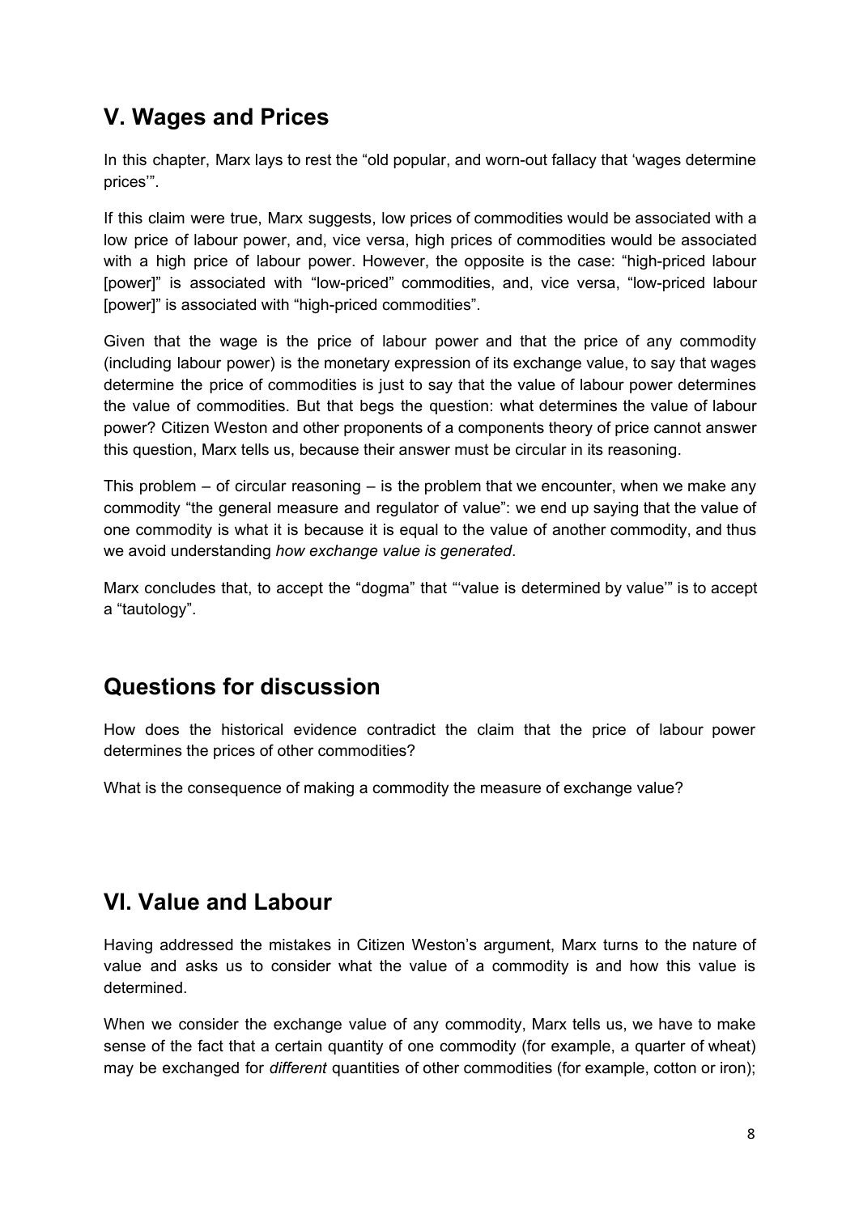## V. Wages and Prices

In this chapter, Marx lays to rest the "old popular, and worn-out fallacy that 'wages determine prices'".

If this claim were true, Marx suggests, low prices of commodities would be associated with a low price of labour power, and, vice versa, high prices of commodities would be associated with a high price of labour power. However, the opposite is the case: "high-priced labour [power]" is associated with "low-priced" commodities, and, vice versa, "low-priced labour [power]" is associated with "high-priced commodities".

Given that the wage is the price of labour power and that the price of any commodity (including labour power) is the monetary expression of its exchange value, to say that wages determine the price of commodities is just to say that the value of labour power determines the value of commodities. But that begs the question: what determines the value of labour power? Citizen Weston and other proponents of a components theory of price cannot answer this question, Marx tells us, because their answer must be circular in its reasoning.

This problem – of circular reasoning – is the problem that we encounter, when we make any commodity "the general measure and regulator of value": we end up saying that the value of one commodity is what it is because it is equal to the value of another commodity, and thus we avoid understanding *how exchange value is generated*.

Marx concludes that, to accept the "dogma" that "'value is determined by value'" is to accept a "tautology".

## Questions for discussion

How does the historical evidence contradict the claim that the price of labour power determines the prices of other commodities?

What is the consequence of making a commodity the measure of exchange value?

## VI. Value and Labour

Having addressed the mistakes in Citizen Weston's argument, Marx turns to the nature of value and asks us to consider what the value of a commodity is and how this value is determined.

When we consider the exchange value of any commodity, Marx tells us, we have to make sense of the fact that a certain quantity of one commodity (for example, a quarter of wheat) may be exchanged for *different* quantities of other commodities (for example, cotton or iron);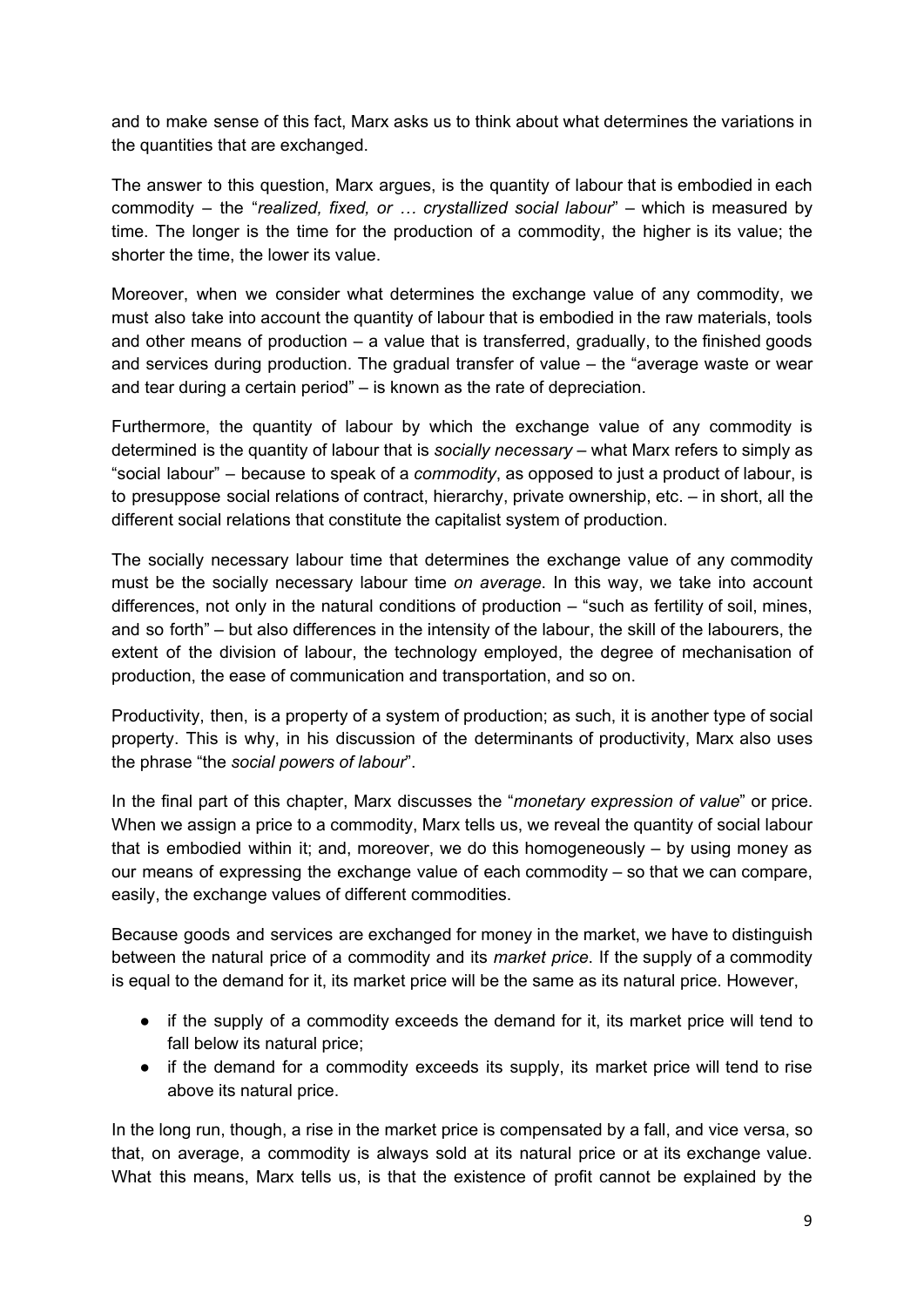and to make sense of this fact, Marx asks us to think about what determines the variations in the quantities that are exchanged.

The answer to this question, Marx argues, is the quantity of labour that is embodied in each commodity – the "*realized, fixed, or … crystallized social labour*" – which is measured by time. The longer is the time for the production of a commodity, the higher is its value; the shorter the time, the lower its value.

Moreover, when we consider what determines the exchange value of any commodity, we must also take into account the quantity of labour that is embodied in the raw materials, tools and other means of production – a value that is transferred, gradually, to the finished goods and services during production. The gradual transfer of value – the "average waste or wear and tear during a certain period" – is known as the rate of depreciation.

Furthermore, the quantity of labour by which the exchange value of any commodity is determined is the quantity of labour that is *socially necessary* – what Marx refers to simply as "social labour" – because to speak of a *commodity*, as opposed to just a product of labour, is to presuppose social relations of contract, hierarchy, private ownership, etc. – in short, all the different social relations that constitute the capitalist system of production.

The socially necessary labour time that determines the exchange value of any commodity must be the socially necessary labour time *on average*. In this way, we take into account differences, not only in the natural conditions of production – "such as fertility of soil, mines, and so forth" – but also differences in the intensity of the labour, the skill of the labourers, the extent of the division of labour, the technology employed, the degree of mechanisation of production, the ease of communication and transportation, and so on.

Productivity, then, is a property of a system of production; as such, it is another type of social property. This is why, in his discussion of the determinants of productivity, Marx also uses the phrase "the *social powers of labour*".

In the final part of this chapter, Marx discusses the "*monetary expression of value*" or price. When we assign a price to a commodity, Marx tells us, we reveal the quantity of social labour that is embodied within it; and, moreover, we do this homogeneously – by using money as our means of expressing the exchange value of each commodity – so that we can compare, easily, the exchange values of different commodities.

Because goods and services are exchanged for money in the market, we have to distinguish between the natural price of a commodity and its *market price*. If the supply of a commodity is equal to the demand for it, its market price will be the same as its natural price. However,

- if the supply of a commodity exceeds the demand for it, its market price will tend to fall below its natural price;
- if the demand for a commodity exceeds its supply, its market price will tend to rise above its natural price.

In the long run, though, a rise in the market price is compensated by a fall, and vice versa, so that, on average, a commodity is always sold at its natural price or at its exchange value. What this means, Marx tells us, is that the existence of profit cannot be explained by the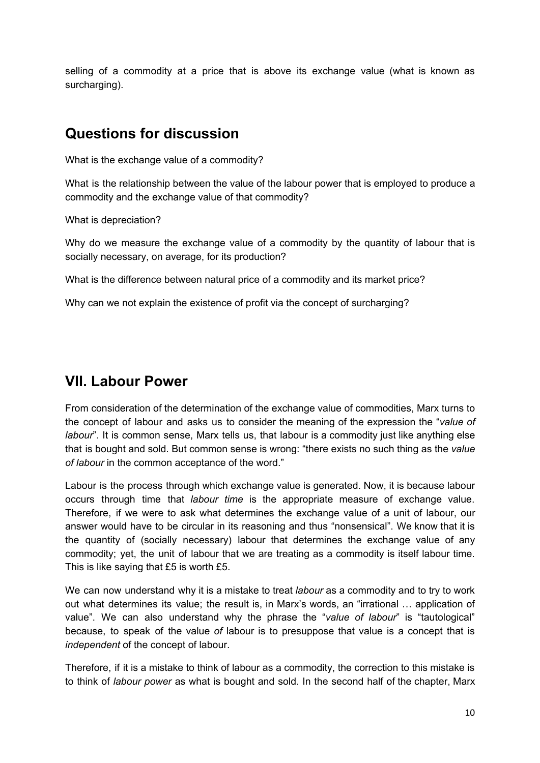selling of a commodity at a price that is above its exchange value (what is known as surcharging).

## Questions for discussion

What is the exchange value of a commodity?

What is the relationship between the value of the labour power that is employed to produce a commodity and the exchange value of that commodity?

What is depreciation?

Why do we measure the exchange value of a commodity by the quantity of labour that is socially necessary, on average, for its production?

What is the difference between natural price of a commodity and its market price?

Why can we not explain the existence of profit via the concept of surcharging?

## VII. Labour Power

From consideration of the determination of the exchange value of commodities, Marx turns to the concept of labour and asks us to consider the meaning of the expression the "*value of labour*". It is common sense, Marx tells us, that labour is a commodity just like anything else that is bought and sold. But common sense is wrong: "there exists no such thing as the *value of labour* in the common acceptance of the word."

Labour is the process through which exchange value is generated. Now, it is because labour occurs through time that *labour time* is the appropriate measure of exchange value. Therefore, if we were to ask what determines the exchange value of a unit of labour, our answer would have to be circular in its reasoning and thus "nonsensical". We know that it is the quantity of (socially necessary) labour that determines the exchange value of any commodity; yet, the unit of labour that we are treating as a commodity is itself labour time. This is like saying that £5 is worth £5.

We can now understand why it is a mistake to treat *labour* as a commodity and to try to work out what determines its value; the result is, in Marx's words, an "irrational … application of value". We can also understand why the phrase the "*value of labour*" is "tautological" because, to speak of the value *of* labour is to presuppose that value is a concept that is *independent* of the concept of labour.

Therefore, if it is a mistake to think of labour as a commodity, the correction to this mistake is to think of *labour power* as what is bought and sold. In the second half of the chapter, Marx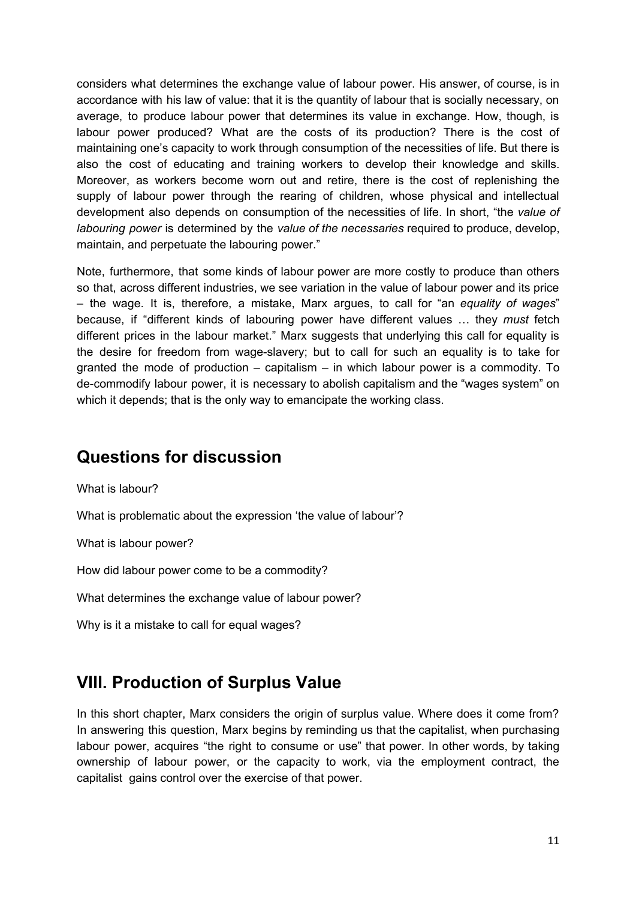considers what determines the exchange value of labour power. His answer, of course, is in accordance with his law of value: that it is the quantity of labour that is socially necessary, on average, to produce labour power that determines its value in exchange. How, though, is labour power produced? What are the costs of its production? There is the cost of maintaining one's capacity to work through consumption of the necessities of life. But there is also the cost of educating and training workers to develop their knowledge and skills. Moreover, as workers become worn out and retire, there is the cost of replenishing the supply of labour power through the rearing of children, whose physical and intellectual development also depends on consumption of the necessities of life. In short, "the *value of labouring power* is determined by the *value of the necessaries* required to produce, develop, maintain, and perpetuate the labouring power."

Note, furthermore, that some kinds of labour power are more costly to produce than others so that, across different industries, we see variation in the value of labour power and its price – the wage. It is, therefore, a mistake, Marx argues, to call for "an *equality of wages*" because, if "different kinds of labouring power have different values … they *must* fetch different prices in the labour market." Marx suggests that underlying this call for equality is the desire for freedom from wage-slavery; but to call for such an equality is to take for granted the mode of production – capitalism – in which labour power is a commodity. To de-commodify labour power, it is necessary to abolish capitalism and the "wages system" on which it depends; that is the only way to emancipate the working class.

## Questions for discussion

What is labour?

What is problematic about the expression 'the value of labour'?

What is labour power?

How did labour power come to be a commodity?

What determines the exchange value of labour power?

Why is it a mistake to call for equal wages?

## VIII. Production of Surplus Value

In this short chapter, Marx considers the origin of surplus value. Where does it come from? In answering this question, Marx begins by reminding us that the capitalist, when purchasing labour power, acquires "the right to consume or use" that power. In other words, by taking ownership of labour power, or the capacity to work, via the employment contract, the capitalist gains control over the exercise of that power.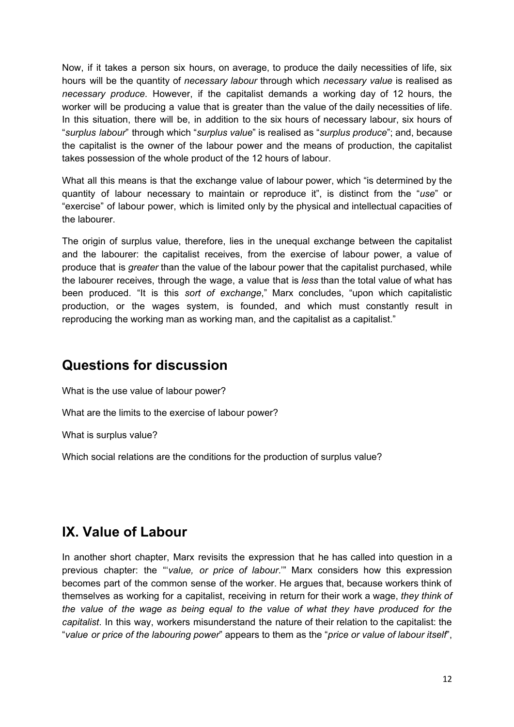Now, if it takes a person six hours, on average, to produce the daily necessities of life, six hours will be the quantity of *necessary labour* through which *necessary value* is realised as *necessary produce*. However, if the capitalist demands a working day of 12 hours, the worker will be producing a value that is greater than the value of the daily necessities of life. In this situation, there will be, in addition to the six hours of necessary labour, six hours of "*surplus labour*" through which "*surplus value*" is realised as "*surplus produce*"; and, because the capitalist is the owner of the labour power and the means of production, the capitalist takes possession of the whole product of the 12 hours of labour.

What all this means is that the exchange value of labour power, which "is determined by the quantity of labour necessary to maintain or reproduce it", is distinct from the "*use*" or "exercise" of labour power, which is limited only by the physical and intellectual capacities of the labourer.

The origin of surplus value, therefore, lies in the unequal exchange between the capitalist and the labourer: the capitalist receives, from the exercise of labour power, a value of produce that is *greater* than the value of the labour power that the capitalist purchased, while the labourer receives, through the wage, a value that is *less* than the total value of what has been produced. "It is this *sort of exchange*," Marx concludes, "upon which capitalistic production, or the wages system, is founded, and which must constantly result in reproducing the working man as working man, and the capitalist as a capitalist."

## Questions for discussion

What is the use value of labour power?

What are the limits to the exercise of labour power?

What is surplus value?

Which social relations are the conditions for the production of surplus value?

## IX. Value of Labour

In another short chapter, Marx revisits the expression that he has called into question in a previous chapter: the "'*value, or price of labour*.'" Marx considers how this expression becomes part of the common sense of the worker. He argues that, because workers think of themselves as working for a capitalist, receiving in return for their work a wage, *they think of the value of the wage as being equal to the value of what they have produced for the capitalist*. In this way, workers misunderstand the nature of their relation to the capitalist: the "*value or price of the labouring power*" appears to them as the "*price or value of labour itself*",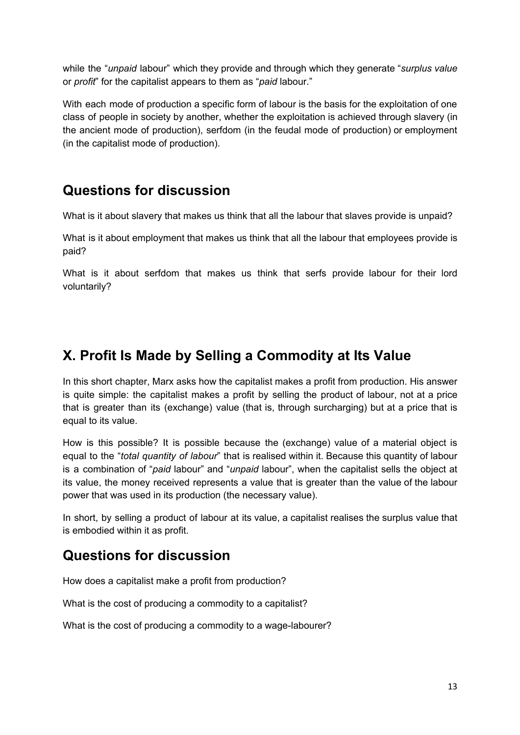while the "*unpaid* labour" which they provide and through which they generate "*surplus value* or *profit*" for the capitalist appears to them as "*paid* labour."

With each mode of production a specific form of labour is the basis for the exploitation of one class of people in society by another, whether the exploitation is achieved through slavery (in the ancient mode of production), serfdom (in the feudal mode of production) or employment (in the capitalist mode of production).

## Questions for discussion

What is it about slavery that makes us think that all the labour that slaves provide is unpaid?

What is it about employment that makes us think that all the labour that employees provide is paid?

What is it about serfdom that makes us think that serfs provide labour for their lord voluntarily?

## X. Profit Is Made by Selling a Commodity at Its Value

In this short chapter, Marx asks how the capitalist makes a profit from production. His answer is quite simple: the capitalist makes a profit by selling the product of labour, not at a price that is greater than its (exchange) value (that is, through surcharging) but at a price that is equal to its value.

How is this possible? It is possible because the (exchange) value of a material object is equal to the "*total quantity of labour*" that is realised within it. Because this quantity of labour is a combination of "*paid* labour" and "*unpaid* labour", when the capitalist sells the object at its value, the money received represents a value that is greater than the value of the labour power that was used in its production (the necessary value).

In short, by selling a product of labour at its value, a capitalist realises the surplus value that is embodied within it as profit.

## Questions for discussion

How does a capitalist make a profit from production?

What is the cost of producing a commodity to a capitalist?

What is the cost of producing a commodity to a wage-labourer?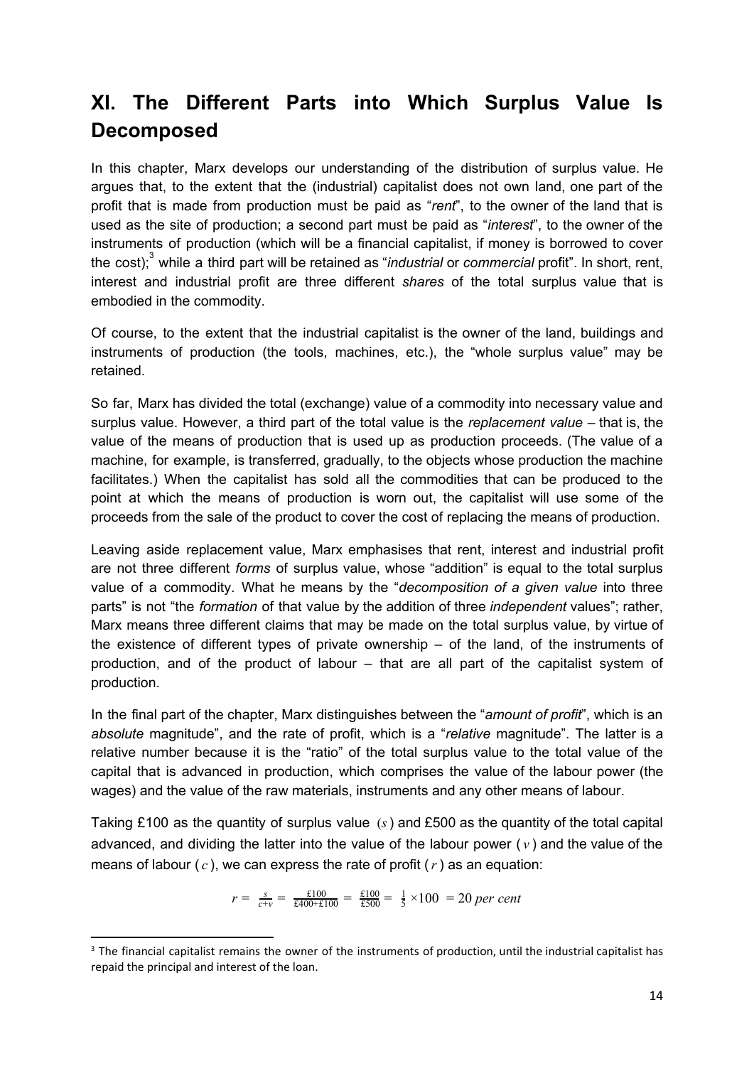## XI. The Different Parts into Which Surplus Value Is Decomposed

In this chapter, Marx develops our understanding of the distribution of surplus value. He argues that, to the extent that the (industrial) capitalist does not own land, one part of the profit that is made from production must be paid as "*rent*", to the owner of the land that is used as the site of production; a second part must be paid as "*interest*", to the owner of the instruments of production (which will be a financial capitalist, if money is borrowed to cover the cost);[3] while a third part will be retained as "*industrial* or *commercial* profit". In short, rent, interest and industrial profit are three different *shares* of the total surplus value that is embodied in the commodity.

Of course, to the extent that the industrial capitalist is the owner of the land, buildings and instruments of production (the tools, machines, etc.), the "whole surplus value" may be retained.

So far, Marx has divided the total (exchange) value of a commodity into necessary value and surplus value. However, a third part of the total value is the *replacement value* – that is, the value of the means of production that is used up as production proceeds. (The value of a machine, for example, is transferred, gradually, to the objects whose production the machine facilitates.) When the capitalist has sold all the commodities that can be produced to the point at which the means of production is worn out, the capitalist will use some of the proceeds from the sale of the product to cover the cost of replacing the means of production.

Leaving aside replacement value, Marx emphasises that rent, interest and industrial profit are not three different *forms* of surplus value, whose "addition" is equal to the total surplus value of a commodity. What he means by the "*decomposition of a given value* into three parts" is not "the *formation* of that value by the addition of three *independent* values"; rather, Marx means three different claims that may be made on the total surplus value, by virtue of the existence of different types of private ownership – of the land, of the instruments of production, and of the product of labour – that are all part of the capitalist system of production.

In the final part of the chapter, Marx distinguishes between the "*amount of profit*", which is an *absolute* magnitude", and the rate of profit, which is a "*relative* magnitude". The latter is a relative number because it is the "ratio" of the total surplus value to the total value of the capital that is advanced in production, which comprises the value of the labour power (the wages) and the value of the raw materials, instruments and any other means of labour.

Taking £100 as the quantity of surplus value $(s)$ and £500 as the quantity of the total capital advanced, and dividing the latter into the value of the labour power ($v$) and the value of the means of labour ($c$), we can express the rate of profit ($r$) as an equation:

$$r = \frac{s}{c+v} = \frac{\pounds 100}{\pounds 400+\pounds 100} = \frac{\pounds 100}{\pounds 500} = \frac{1}{5} \times 100 = 20 \textit{ per cent}$$

[3] The financial capitalist remains the owner of the instruments of production, until the industrial capitalist has repaid the principal and interest of the loan.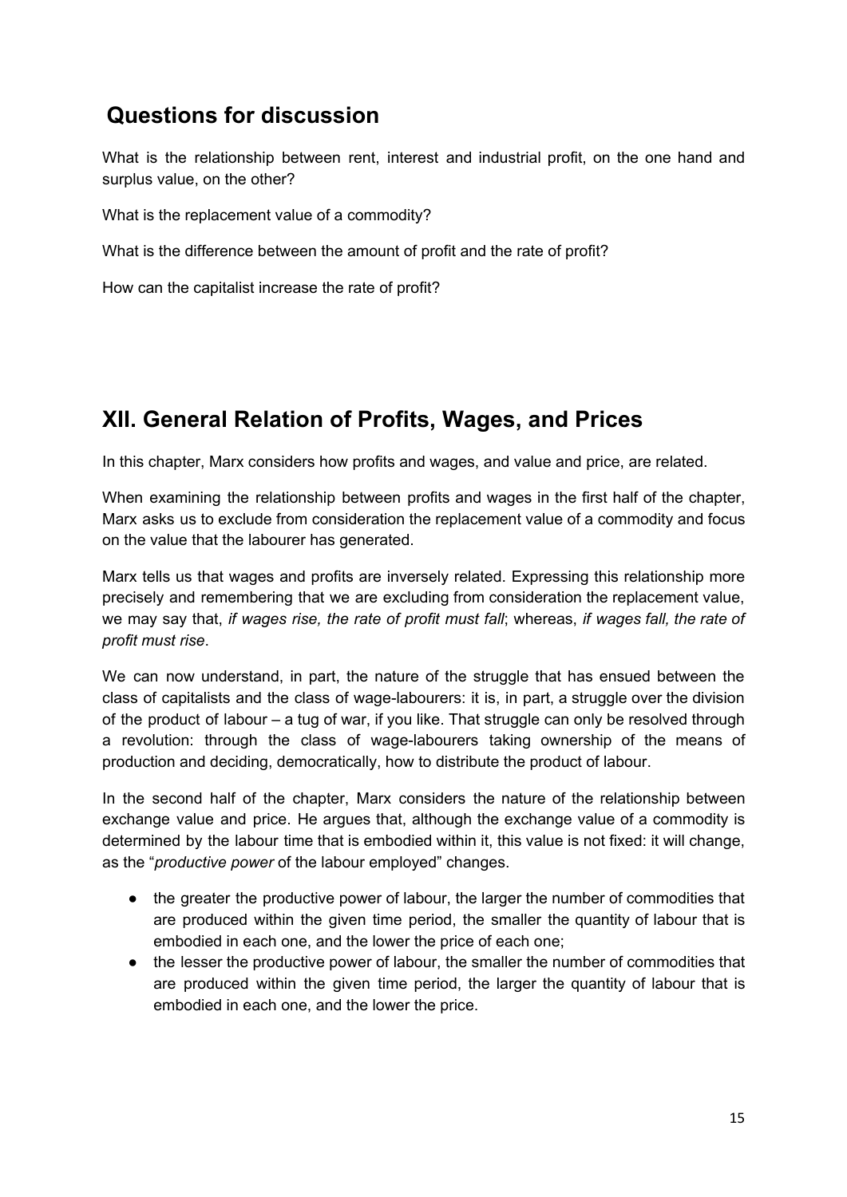## Questions for discussion

What is the relationship between rent, interest and industrial profit, on the one hand and surplus value, on the other?

What is the replacement value of a commodity?

What is the difference between the amount of profit and the rate of profit?

How can the capitalist increase the rate of profit?

## XII. General Relation of Profits, Wages, and Prices

In this chapter, Marx considers how profits and wages, and value and price, are related.

When examining the relationship between profits and wages in the first half of the chapter, Marx asks us to exclude from consideration the replacement value of a commodity and focus on the value that the labourer has generated.

Marx tells us that wages and profits are inversely related. Expressing this relationship more precisely and remembering that we are excluding from consideration the replacement value, we may say that, *if wages rise, the rate of profit must fall*; whereas, *if wages fall, the rate of profit must rise*.

We can now understand, in part, the nature of the struggle that has ensued between the class of capitalists and the class of wage-labourers: it is, in part, a struggle over the division of the product of labour – a tug of war, if you like. That struggle can only be resolved through a revolution: through the class of wage-labourers taking ownership of the means of production and deciding, democratically, how to distribute the product of labour.

In the second half of the chapter, Marx considers the nature of the relationship between exchange value and price. He argues that, although the exchange value of a commodity is determined by the labour time that is embodied within it, this value is not fixed: it will change, as the "*productive power* of the labour employed" changes.

- the greater the productive power of labour, the larger the number of commodities that are produced within the given time period, the smaller the quantity of labour that is embodied in each one, and the lower the price of each one;
- the lesser the productive power of labour, the smaller the number of commodities that are produced within the given time period, the larger the quantity of labour that is embodied in each one, and the lower the price.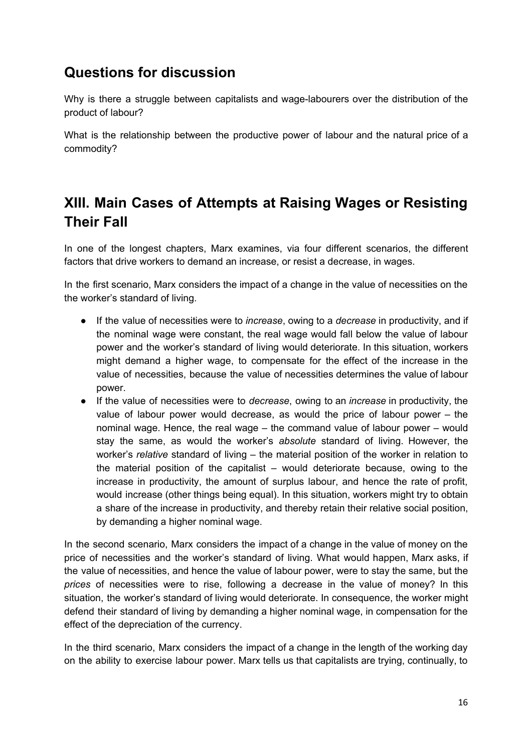## Questions for discussion

Why is there a struggle between capitalists and wage-labourers over the distribution of the product of labour?

What is the relationship between the productive power of labour and the natural price of a commodity?

## XIII. Main Cases of Attempts at Raising Wages or Resisting Their Fall

In one of the longest chapters, Marx examines, via four different scenarios, the different factors that drive workers to demand an increase, or resist a decrease, in wages.

In the first scenario, Marx considers the impact of a change in the value of necessities on the the worker's standard of living.

- If the value of necessities were to *increase*, owing to a *decrease* in productivity, and if the nominal wage were constant, the real wage would fall below the value of labour power and the worker's standard of living would deteriorate. In this situation, workers might demand a higher wage, to compensate for the effect of the increase in the value of necessities, because the value of necessities determines the value of labour power.
- If the value of necessities were to *decrease*, owing to an *increase* in productivity, the value of labour power would decrease, as would the price of labour power – the nominal wage. Hence, the real wage – the command value of labour power – would stay the same, as would the worker's *absolute* standard of living. However, the worker's *relative* standard of living – the material position of the worker in relation to the material position of the capitalist – would deteriorate because, owing to the increase in productivity, the amount of surplus labour, and hence the rate of profit, would increase (other things being equal). In this situation, workers might try to obtain a share of the increase in productivity, and thereby retain their relative social position, by demanding a higher nominal wage.

In the second scenario, Marx considers the impact of a change in the value of money on the price of necessities and the worker's standard of living. What would happen, Marx asks, if the value of necessities, and hence the value of labour power, were to stay the same, but the *prices* of necessities were to rise, following a decrease in the value of money? In this situation, the worker's standard of living would deteriorate. In consequence, the worker might defend their standard of living by demanding a higher nominal wage, in compensation for the effect of the depreciation of the currency.

In the third scenario, Marx considers the impact of a change in the length of the working day on the ability to exercise labour power. Marx tells us that capitalists are trying, continually, to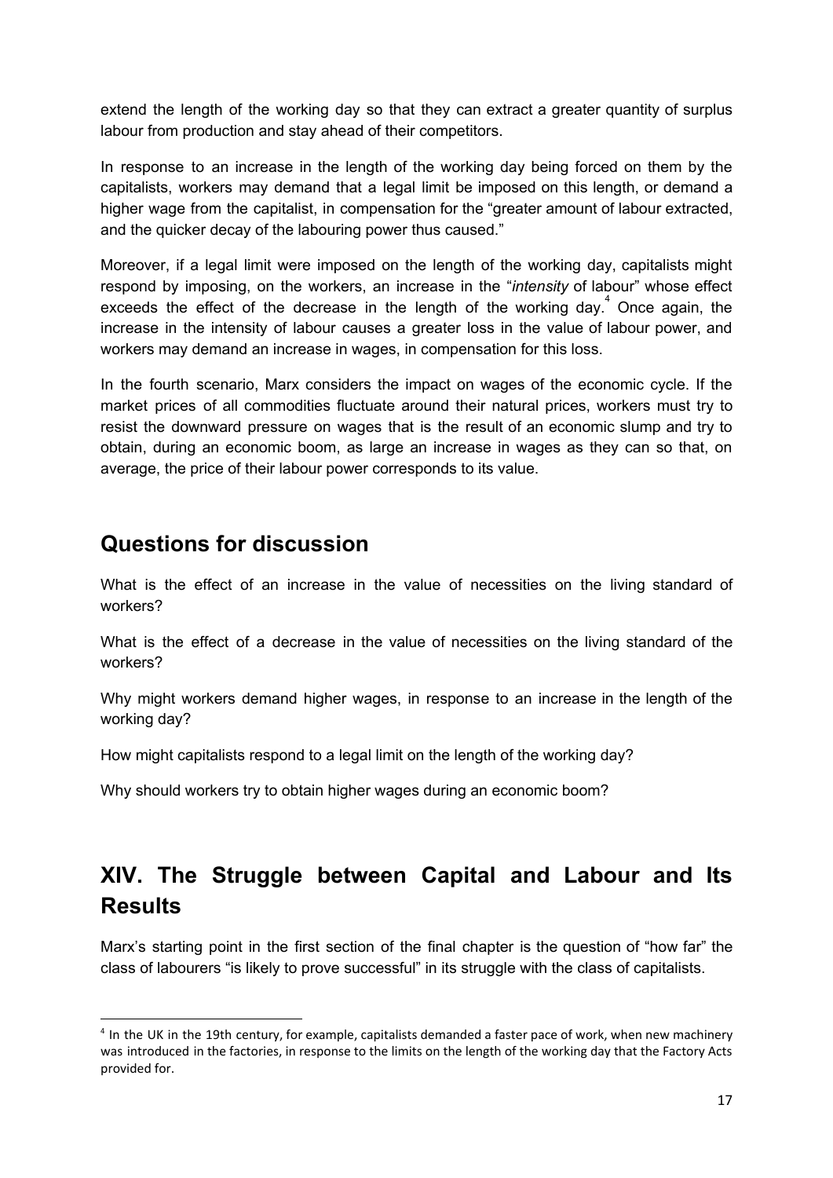extend the length of the working day so that they can extract a greater quantity of surplus labour from production and stay ahead of their competitors.

In response to an increase in the length of the working day being forced on them by the capitalists, workers may demand that a legal limit be imposed on this length, or demand a higher wage from the capitalist, in compensation for the "greater amount of labour extracted, and the quicker decay of the labouring power thus caused."

Moreover, if a legal limit were imposed on the length of the working day, capitalists might respond by imposing, on the workers, an increase in the "*intensity* of labour" whose effect exceeds the effect of the decrease in the length of the working day.[4] Once again, the increase in the intensity of labour causes a greater loss in the value of labour power, and workers may demand an increase in wages, in compensation for this loss.

In the fourth scenario, Marx considers the impact on wages of the economic cycle. If the market prices of all commodities fluctuate around their natural prices, workers must try to resist the downward pressure on wages that is the result of an economic slump and try to obtain, during an economic boom, as large an increase in wages as they can so that, on average, the price of their labour power corresponds to its value.

## Questions for discussion

What is the effect of an increase in the value of necessities on the living standard of workers?

What is the effect of a decrease in the value of necessities on the living standard of the workers?

Why might workers demand higher wages, in response to an increase in the length of the working day?

How might capitalists respond to a legal limit on the length of the working day?

Why should workers try to obtain higher wages during an economic boom?

## XIV. The Struggle between Capital and Labour and Its Results

Marx's starting point in the first section of the final chapter is the question of "how far" the class of labourers "is likely to prove successful" in its struggle with the class of capitalists.

[4] In the UK in the 19th century, for example, capitalists demanded a faster pace of work, when new machinery was introduced in the factories, in response to the limits on the length of the working day that the Factory Acts provided for.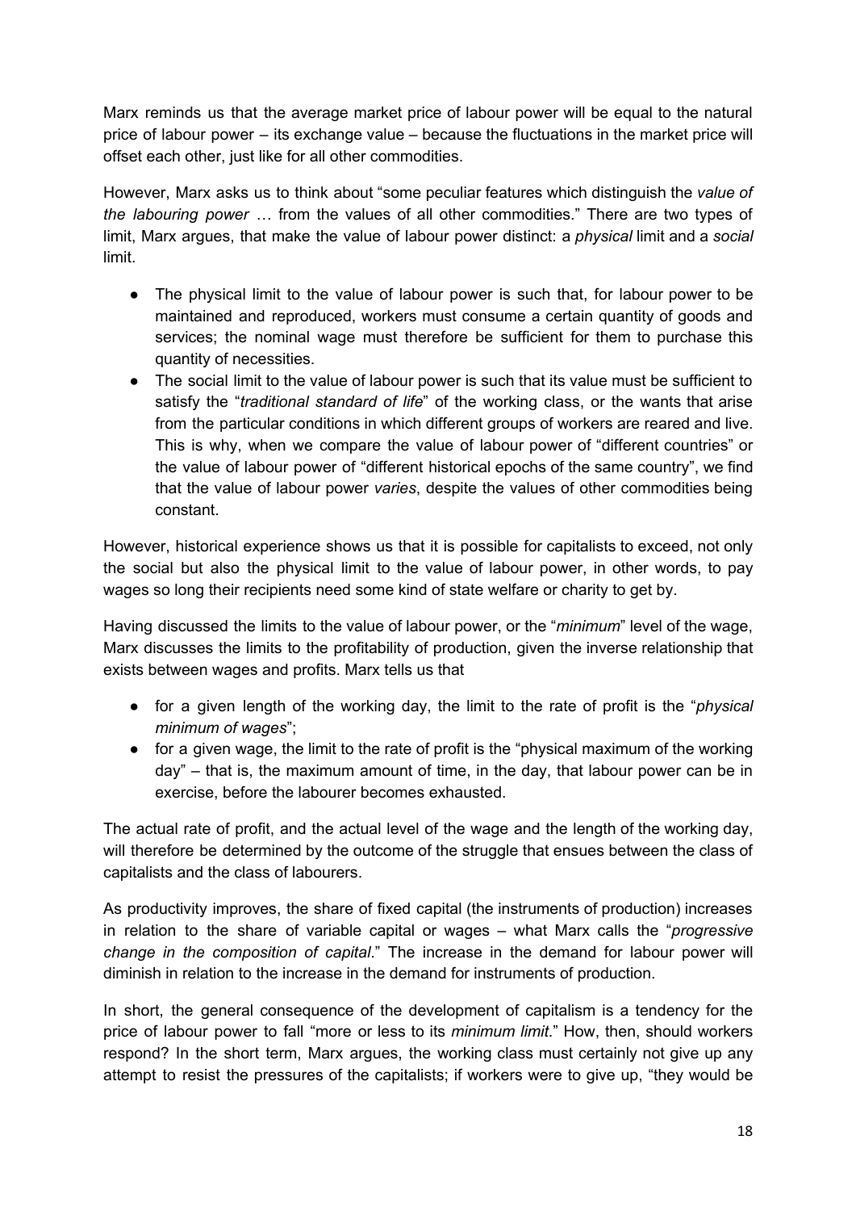Marx reminds us that the average market price of labour power will be equal to the natural price of labour power – its exchange value – because the fluctuations in the market price will offset each other, just like for all other commodities.

However, Marx asks us to think about "some peculiar features which distinguish the *value of the labouring power* … from the values of all other commodities." There are two types of limit, Marx argues, that make the value of labour power distinct: a *physical* limit and a *social* limit.

- The physical limit to the value of labour power is such that, for labour power to be maintained and reproduced, workers must consume a certain quantity of goods and services; the nominal wage must therefore be sufficient for them to purchase this quantity of necessities.
- The social limit to the value of labour power is such that its value must be sufficient to satisfy the "*traditional standard of life*" of the working class, or the wants that arise from the particular conditions in which different groups of workers are reared and live. This is why, when we compare the value of labour power of "different countries" or the value of labour power of "different historical epochs of the same country", we find that the value of labour power *varies*, despite the values of other commodities being constant.

However, historical experience shows us that it is possible for capitalists to exceed, not only the social but also the physical limit to the value of labour power, in other words, to pay wages so long their recipients need some kind of state welfare or charity to get by.

Having discussed the limits to the value of labour power, or the "*minimum*" level of the wage, Marx discusses the limits to the profitability of production, given the inverse relationship that exists between wages and profits. Marx tells us that

- for a given length of the working day, the limit to the rate of profit is the "*physical minimum of wages*";
- for a given wage, the limit to the rate of profit is the "physical maximum of the working day" – that is, the maximum amount of time, in the day, that labour power can be in exercise, before the labourer becomes exhausted.

The actual rate of profit, and the actual level of the wage and the length of the working day, will therefore be determined by the outcome of the struggle that ensues between the class of capitalists and the class of labourers.

As productivity improves, the share of fixed capital (the instruments of production) increases in relation to the share of variable capital or wages – what Marx calls the "*progressive change in the composition of capital*." The increase in the demand for labour power will diminish in relation to the increase in the demand for instruments of production.

In short, the general consequence of the development of capitalism is a tendency for the price of labour power to fall "more or less to its *minimum limit*." How, then, should workers respond? In the short term, Marx argues, the working class must certainly not give up any attempt to resist the pressures of the capitalists; if workers were to give up, "they would be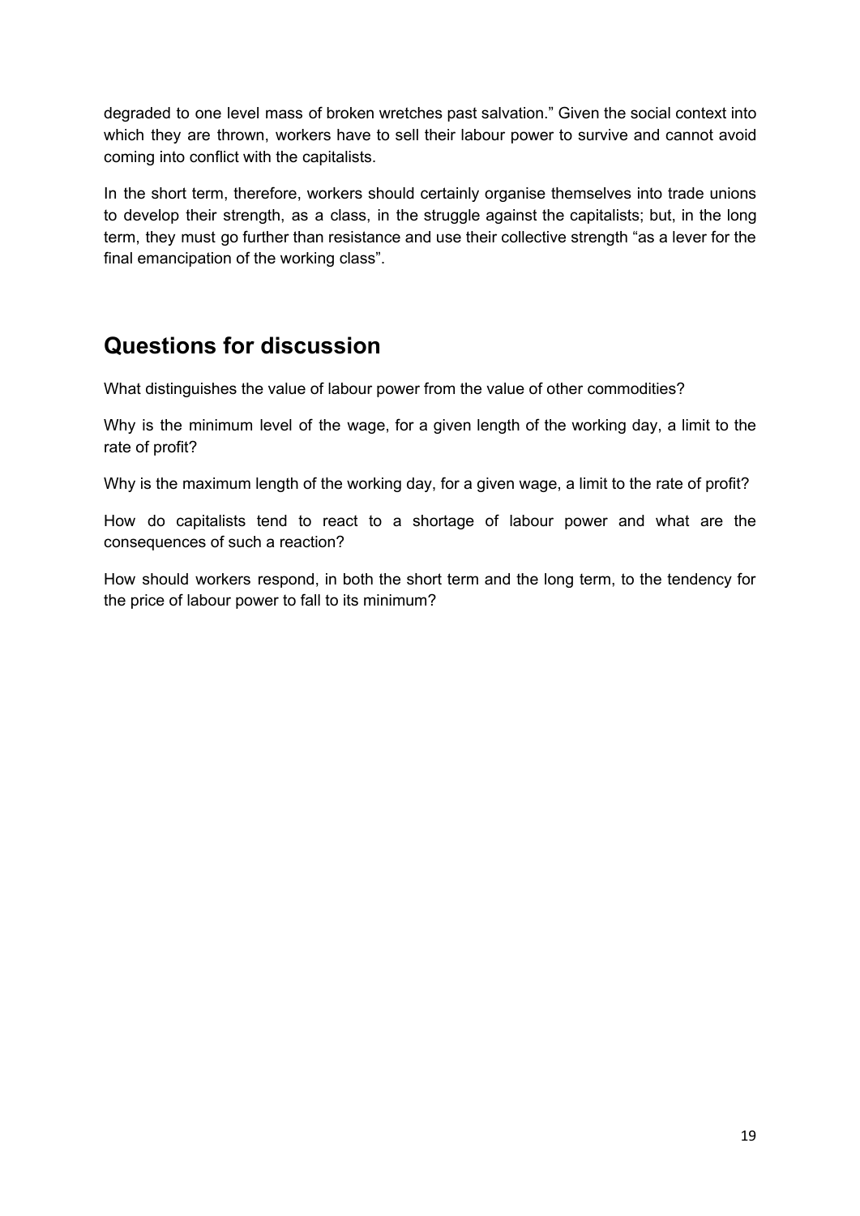degraded to one level mass of broken wretches past salvation." Given the social context into which they are thrown, workers have to sell their labour power to survive and cannot avoid coming into conflict with the capitalists.

In the short term, therefore, workers should certainly organise themselves into trade unions to develop their strength, as a class, in the struggle against the capitalists; but, in the long term, they must go further than resistance and use their collective strength "as a lever for the final emancipation of the working class".

## Questions for discussion

What distinguishes the value of labour power from the value of other commodities?

Why is the minimum level of the wage, for a given length of the working day, a limit to the rate of profit?

Why is the maximum length of the working day, for a given wage, a limit to the rate of profit?

How do capitalists tend to react to a shortage of labour power and what are the consequences of such a reaction?

How should workers respond, in both the short term and the long term, to the tendency for the price of labour power to fall to its minimum?